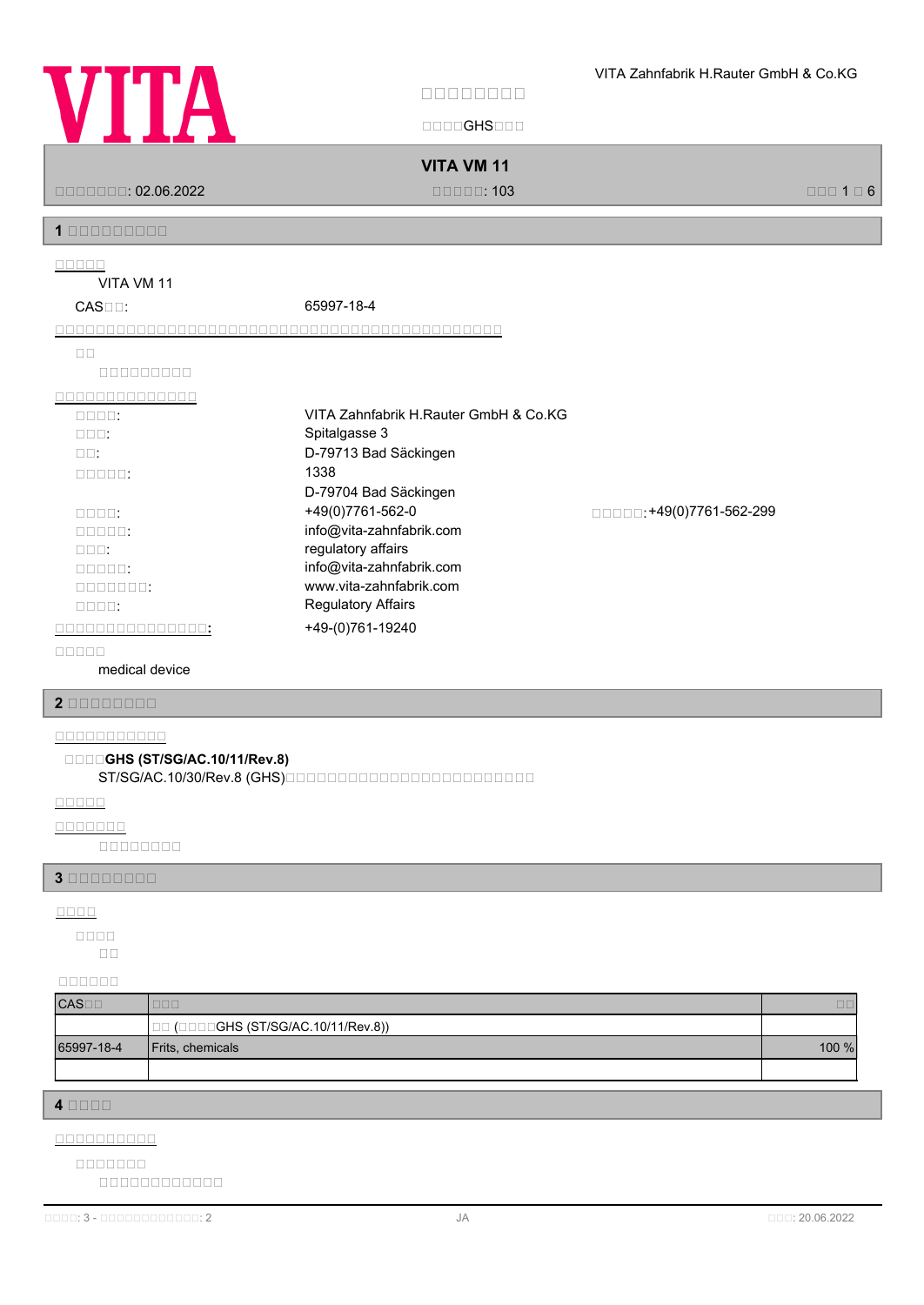VITA Zahnfabrik H.Rauter GmbH & Co.KG

# □□□□□□□□□

□□□□GHS□□□

**VITA VM 11**

□□□□□□□: 02.06.2022 □□□□□: 103

## 1 □□□□□□□□□□

□□□□□

VITA VM 11

CAS□□: 65997-18-4

□□□□□□□□□□□□□□□□□□□□□□□□□□□□□□□□□□□□□□□□□□□□□

□□

□□□□□□□□□

□□□□□□□□□□□□□□

| | |
|---|---|
| □□□□: | VITA Zahnfabrik H.Rauter GmbH & Co.KG |
| □□□: | Spitalgasse 3 |
| □□: | D-79713 Bad Säckingen |
| □□□□□: | 1338 |
| | D-79704 Bad Säckingen |
| □□□□: | +49(0)7761-562-0 □□□□□:+49(0)7761-562-299 |
| □□□□□: | info@vita-zahnfabrik.com |
| □□□: | regulatory affairs |
| □□□□□: | info@vita-zahnfabrik.com |
| □□□□□□□: | www.vita-zahnfabrik.com |
| □□□□: | Regulatory Affairs |
| □□□□□□□□□□□□□□□: | +49-(0)761-19240 |

□□□□□

medical device

## 2 □□□□□□□□□

□□□□□□□□□□□□

□□□□**GHS (ST/SG/AC.10/11/Rev.8)**

ST/SG/AC.10/30/Rev.8 (GHS)□□□□□□□□□□□□□□□□□□□□□□□□

□□□□□

□□□□□□□

□□□□□□□□□

## 3 □□□□□□□□□

□□□□

□□□□

□□

□□□□□□

| CAS□□ | □□□ | □□ |
|---|---|---|
| | □□ (□□□□GHS (ST/SG/AC.10/11/Rev.8)) | |
| 65997-18-4 | Frits, chemicals | 100 % |
| | | |

## 4 □□□□

□□□□□□□□□□

□□□□□□□

□□□□□□□□□□□□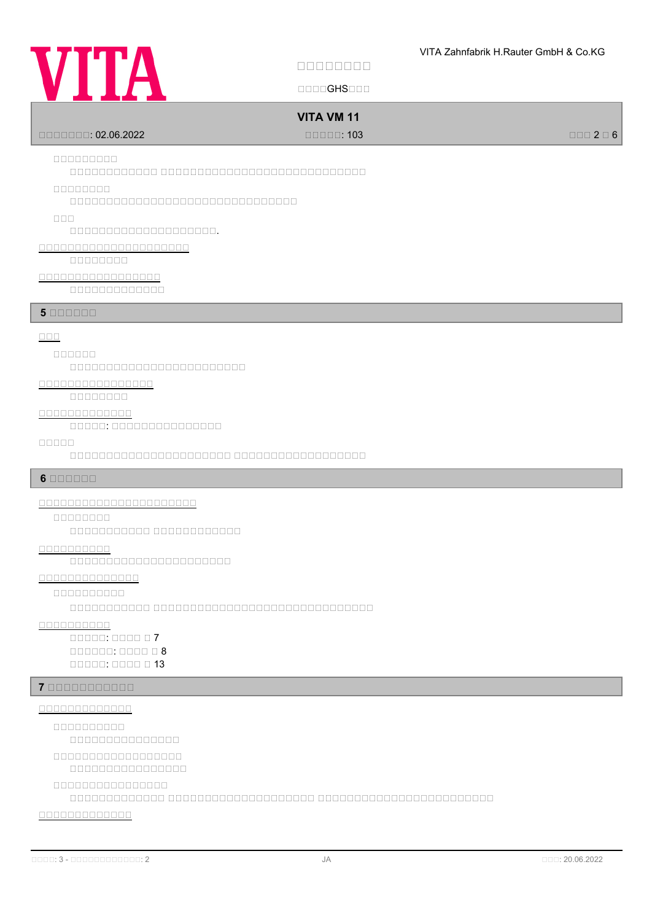□□□□□□□□□

□□□□□□□□□□□□ □□□□□□□□□□□□□□□□□□□□□□□□□□□□□□□□

□□□□□□□□

□□□□□□□□□□□□□□□□□□□□□□□□□□□□□□□□□□□

□□□

□□□□□□□□□□□□□□□□□□□□□□□.

□□□□□□□□□□□□□□□□□□□□□□□

□□□□□□□□□

□□□□□□□□□□□□□□□□□□□

□□□□□□□□□□□□□□

## 5 □□□□□□□

□□□

□□□□□□□

□□□□□□□□□□□□□□□□□□□□□□□□□□□

□□□□□□□□□□□□□□□□□□

□□□□□□□□□

□□□□□□□□□□□□□□

□□□□□: □□□□□□□□□□□□□□□□

□□□□□

□□□□□□□□□□□□□□□□□□□□□□□□ □□□□□□□□□□□□□□□□□□□□

## 6 □□□□□□□

□□□□□□□□□□□□□□□□□□□□□□□□

□□□□□□□□□

□□□□□□□□□□□□ □□□□□□□□□□□□□

□□□□□□□□□□□

□□□□□□□□□□□□□□□□□□□□□□□□□

□□□□□□□□□□□□□□□

□□□□□□□□□□□

□□□□□□□□□□□□ □□□□□□□□□□□□□□□□□□□□□□□□□□□□□□□□□□

□□□□□□□□□□□

□□□□□: □□□□ □ 7
□□□□□□: □□□□ □ 8
□□□□□: □□□□ □ 13

## 7 □□□□□□□□□□□□

□□□□□□□□□□□□□□

□□□□□□□□□□□

□□□□□□□□□□□□□□□□□

□□□□□□□□□□□□□□□□□□□

□□□□□□□□□□□□□□□□□□

□□□□□□□□□□□□□□□□□□

□□□□□□□□□□□□□□ □□□□□□□□□□□□□□□□□□□□□□ □□□□□□□□□□□□□□□□□□□□□□□□□□□

□□□□□□□□□□□□□□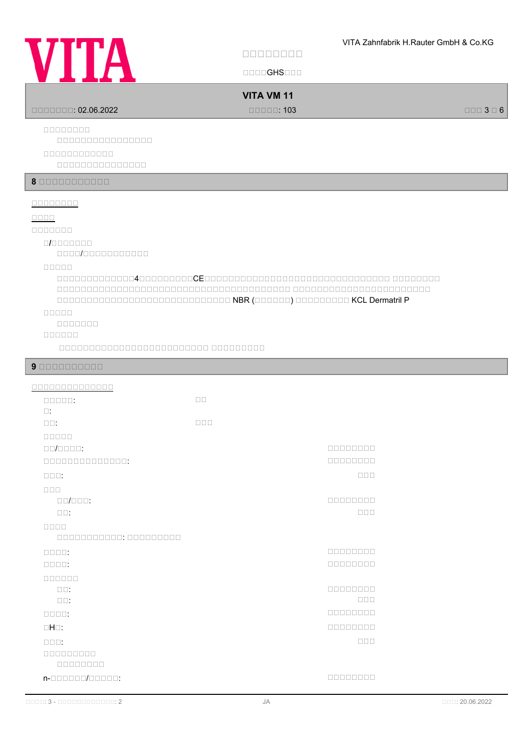□□□□□□□□□

□□□□□□□□□□□□□□□□□

□□□□□□□□□□□□□

□□□□□□□□□□□□□□□□

## 8 □□□□□□□□□□□□

□□□□□□□□□

□□□□

□□□□□□□

□/□□□□□□□

□□□□/□□□□□□□□□□□□

□□□□□

□□□□□□□□□□□□□4□□□□□□□□□□CE□□□□□□□□□□□□□□□□□□□□□□□□□□□□□□□□□□□□□ □□□□□□□□□ □□□□□□□□□□□□□□□□□□□□□□□□□□□□□□□□□□□□□□□□□□□□□□□□□□□□□□□□□□ □□□□□□□□□□□□□□□□□□□□□□□□□□□□□□□□□□□□□□□□□□□□□□□□□□□□□□□□□□□□□□□□□□□□□□□ NBR (□□□□□□□) □□□□□□□□□□ KCL Dermatril P

□□□□□

□□□□□□□□

□□□□□□

□□□□□□□□□□□□□□□□□□□□□□□□□□□□□□ □□□□□□□□□□

## 9 □□□□□□□□□□□

□□□□□□□□□□□□□□□

| | |
|---|---|
| □□□□□: □: | □□ |
| □□: | □□□ |
| □□□□□ | |
| □□/□□□□: | □□□□□□□□ |
| □□□□□□□□□□□□□□□: | □□□□□□□□ |
| □□□: | □□□ |
| □□□ | |
| □□/□□□: | □□□□□□□□ |
| □□: | □□□ |
| □□□□ | |
| □□□□□□□□□□□: □□□□□□□□□□ | |
| □□□□: | □□□□□□□□ |
| □□□□: | □□□□□□□□ |
| □□□□□□ | |
| □□: | □□□□□□□□ |
| □□: | □□□ |
| □□□□: | □□□□□□□□ |
| □H□: | □□□□□□□□ |
| □□□: | □□□ |
| □□□□□□□□□ □□□□□□□□ | |
| n-□□□□□□□/□□□□□: | □□□□□□□□ |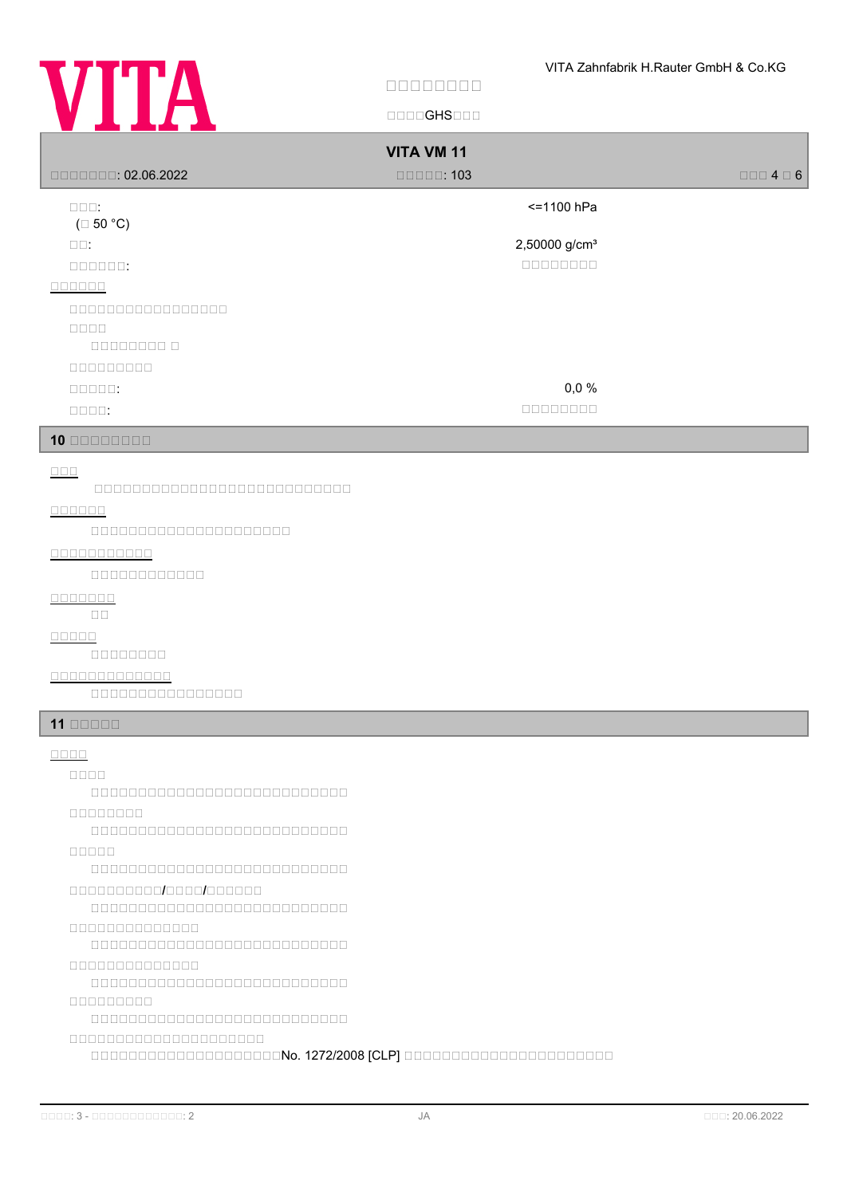| | |
|---|---|
| □□□: (□ 50 °C) | <=1100 hPa |
| □□: | 2,50000 g/cm³ |
| □□□□□□: | □□□□□□□□ |

□□□□□□

□□□□□□□□□□□□□□□□□□

□□□□

□□□□□□□□ □

□□□□□□□□□

| | |
|---|---|
| □□□□□: | 0,0 % |
| □□□□: | □□□□□□□□ |

## 10 □□□□□□□□□

□□□

□□□□□□□□□□□□□□□□□□□□□□□□□□□□□□

□□□□□□

□□□□□□□□□□□□□□□□□□□□□□□

□□□□□□□□□□□

□□□□□□□□□□□□□

□□□□□□□

□□

□□□□□

□□□□□□□□□

□□□□□□□□□□□□□□

□□□□□□□□□□□□□□□□□

## 11 □□□□□

□□□□

□□□□

□□□□□□□□□□□□□□□□□□□□□□□□□□□□□□

□□□□□□□□□

□□□□□□□□□□□□□□□□□□□□□□□□□□□□□□

□□□□□

□□□□□□□□□□□□□□□□□□□□□□□□□□□□□□

□□□□□□□□□□/□□□□/□□□□□□

□□□□□□□□□□□□□□□□□□□□□□□□□□□□□□

□□□□□□□□□□□□□□□

□□□□□□□□□□□□□□□□□□□□□□□□□□□□□□

□□□□□□□□□□□□□□□

□□□□□□□□□□□□□□□□□□□□□□□□□□□□□□

□□□□□□□□□□

□□□□□□□□□□□□□□□□□□□□□□□□□□□□□□

□□□□□□□□□□□□□□□□□□□□□□□

□□□□□□□□□□□□□□□□□□□□□□No. 1272/2008 [CLP] □□□□□□□□□□□□□□□□□□□□□□□□□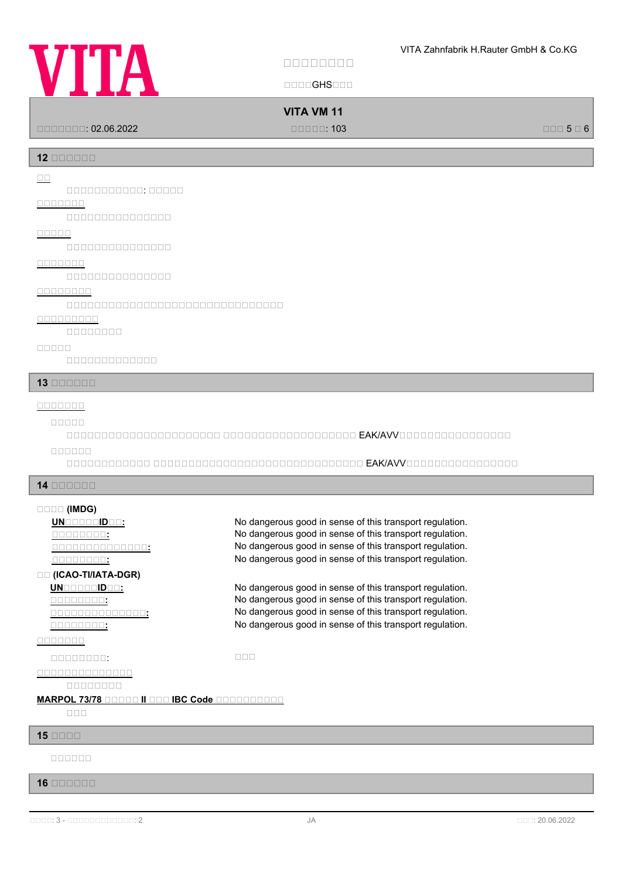## 12 □□□□□□

□□

□□□□□□□□□□□: □□□□□

□□□□□□□

□□□□□□□□□□□□□□□□

□□□□□

□□□□□□□□□□□□□□□□

□□□□□□□

□□□□□□□□□□□□□□□□

□□□□□□□□

□□□□□□□□□□□□□□□□□□□□□□□□□□□□□□□□□□

□□□□□□□□□

□□□□□□□□

□□□□□

□□□□□□□□□□□□□□

## 13 □□□□□□

□□□□□□□

□□□□□

□□□□□□□□□□□□□□□□□□□□□□□ □□□□□□□□□□□□□□□□□□□□ EAK/AVV□□□□□□□□□□□□□□□□□

□□□□□□

□□□□□□□□□□□□□ □□□□□□□□□□□□□□□□□□□□□□□□□□□□□□□□□ EAK/AVV□□□□□□□□□□□□□□□□□

## 14 □□□□□□

**□□□□ (IMDG)**

| | |
|---|---|
| **UN□□□□□ID□□:** | No dangerous good in sense of this transport regulation. |
| **□□□□□□□□:** | No dangerous good in sense of this transport regulation. |
| **□□□□□□□□□□□□□□□:** | No dangerous good in sense of this transport regulation. |
| **□□□□□□□□:** | No dangerous good in sense of this transport regulation. |

**□□ (ICAO-TI/IATA-DGR)**

| | |
|---|---|
| **UN□□□□□ID□□:** | No dangerous good in sense of this transport regulation. |
| **□□□□□□□□:** | No dangerous good in sense of this transport regulation. |
| **□□□□□□□□□□□□□□□:** | No dangerous good in sense of this transport regulation. |
| **□□□□□□□□:** | No dangerous good in sense of this transport regulation. |

□□□□□□□

□□□□□□□□□: □□□

□□□□□□□□□□□□□□□

□□□□□□□□□

**MARPOL 73/78 □□□□□ II □□□ IBC Code □□□□□□□□□□**

□□□

## 15 □□□□

□□□□□□

## 16 □□□□□□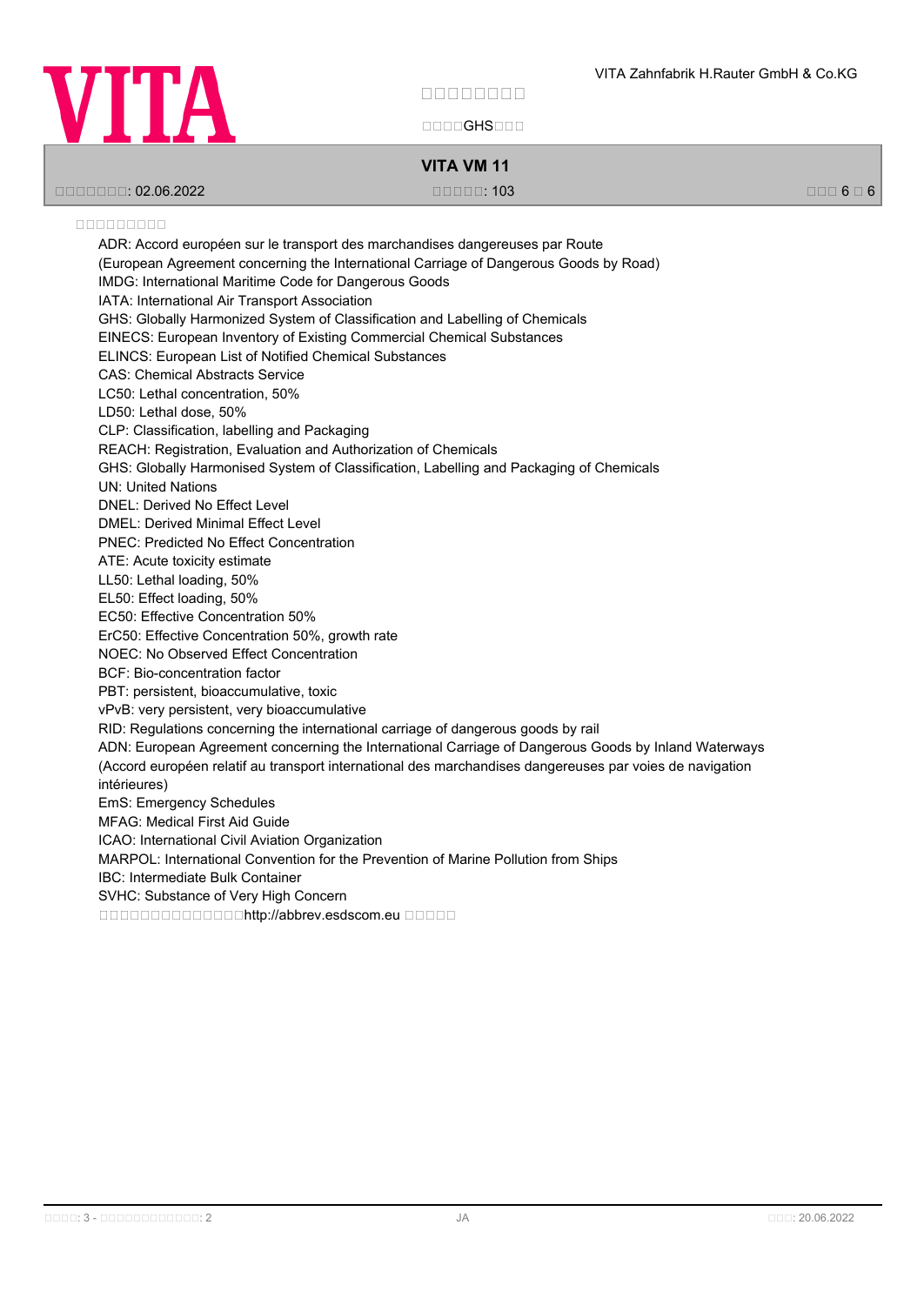□□□□□□□□□

ADR: Accord européen sur le transport des marchandises dangereuses par Route
(European Agreement concerning the International Carriage of Dangerous Goods by Road)
IMDG: International Maritime Code for Dangerous Goods
IATA: International Air Transport Association
GHS: Globally Harmonized System of Classification and Labelling of Chemicals
EINECS: European Inventory of Existing Commercial Chemical Substances
ELINCS: European List of Notified Chemical Substances
CAS: Chemical Abstracts Service
LC50: Lethal concentration, 50%
LD50: Lethal dose, 50%
CLP: Classification, labelling and Packaging
REACH: Registration, Evaluation and Authorization of Chemicals
GHS: Globally Harmonised System of Classification, Labelling and Packaging of Chemicals
UN: United Nations
DNEL: Derived No Effect Level
DMEL: Derived Minimal Effect Level
PNEC: Predicted No Effect Concentration
ATE: Acute toxicity estimate
LL50: Lethal loading, 50%
EL50: Effect loading, 50%
EC50: Effective Concentration 50%
ErC50: Effective Concentration 50%, growth rate
NOEC: No Observed Effect Concentration
BCF: Bio-concentration factor
PBT: persistent, bioaccumulative, toxic
vPvB: very persistent, very bioaccumulative
RID: Regulations concerning the international carriage of dangerous goods by rail
ADN: European Agreement concerning the International Carriage of Dangerous Goods by Inland Waterways
(Accord européen relatif au transport international des marchandises dangereuses par voies de navigation intérieures)
EmS: Emergency Schedules
MFAG: Medical First Aid Guide
ICAO: International Civil Aviation Organization
MARPOL: International Convention for the Prevention of Marine Pollution from Ships
IBC: Intermediate Bulk Container
SVHC: Substance of Very High Concern
□□□□□□□□□□□□□□http://abbrev.esdscom.eu □□□□□